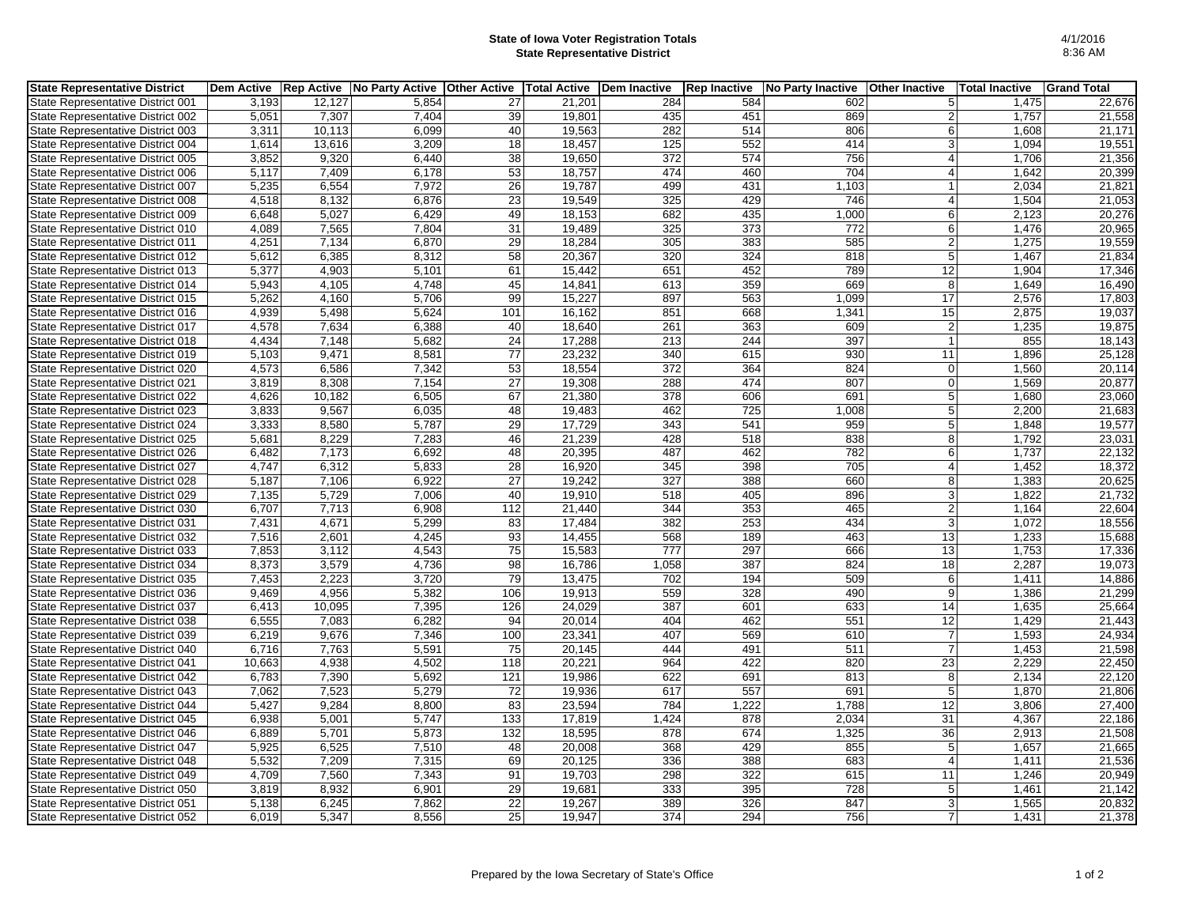# State of Iowa Voter Registration Totals
## State Representative District

4/1/2016
8:36 AM

| State Representative District | Dem Active | Rep Active | No Party Active | Other Active | Total Active | Dem Inactive | Rep Inactive | No Party Inactive | Other Inactive | Total Inactive | Grand Total |
|---|---|---|---|---|---|---|---|---|---|---|---|
| State Representative District 001 | 3,193 | 12,127 | 5,854 | 27 | 21,201 | 284 | 584 | 602 | 5 | 1,475 | 22,676 |
| State Representative District 002 | 5,051 | 7,307 | 7,404 | 39 | 19,801 | 435 | 451 | 869 | 2 | 1,757 | 21,558 |
| State Representative District 003 | 3,311 | 10,113 | 6,099 | 40 | 19,563 | 282 | 514 | 806 | 6 | 1,608 | 21,171 |
| State Representative District 004 | 1,614 | 13,616 | 3,209 | 18 | 18,457 | 125 | 552 | 414 | 3 | 1,094 | 19,551 |
| State Representative District 005 | 3,852 | 9,320 | 6,440 | 38 | 19,650 | 372 | 574 | 756 | 4 | 1,706 | 21,356 |
| State Representative District 006 | 5,117 | 7,409 | 6,178 | 53 | 18,757 | 474 | 460 | 704 | 4 | 1,642 | 20,399 |
| State Representative District 007 | 5,235 | 6,554 | 7,972 | 26 | 19,787 | 499 | 431 | 1,103 | 1 | 2,034 | 21,821 |
| State Representative District 008 | 4,518 | 8,132 | 6,876 | 23 | 19,549 | 325 | 429 | 746 | 4 | 1,504 | 21,053 |
| State Representative District 009 | 6,648 | 5,027 | 6,429 | 49 | 18,153 | 682 | 435 | 1,000 | 6 | 2,123 | 20,276 |
| State Representative District 010 | 4,089 | 7,565 | 7,804 | 31 | 19,489 | 325 | 373 | 772 | 6 | 1,476 | 20,965 |
| State Representative District 011 | 4,251 | 7,134 | 6,870 | 29 | 18,284 | 305 | 383 | 585 | 2 | 1,275 | 19,559 |
| State Representative District 012 | 5,612 | 6,385 | 8,312 | 58 | 20,367 | 320 | 324 | 818 | 5 | 1,467 | 21,834 |
| State Representative District 013 | 5,377 | 4,903 | 5,101 | 61 | 15,442 | 651 | 452 | 789 | 12 | 1,904 | 17,346 |
| State Representative District 014 | 5,943 | 4,105 | 4,748 | 45 | 14,841 | 613 | 359 | 669 | 8 | 1,649 | 16,490 |
| State Representative District 015 | 5,262 | 4,160 | 5,706 | 99 | 15,227 | 897 | 563 | 1,099 | 17 | 2,576 | 17,803 |
| State Representative District 016 | 4,939 | 5,498 | 5,624 | 101 | 16,162 | 851 | 668 | 1,341 | 15 | 2,875 | 19,037 |
| State Representative District 017 | 4,578 | 7,634 | 6,388 | 40 | 18,640 | 261 | 363 | 609 | 2 | 1,235 | 19,875 |
| State Representative District 018 | 4,434 | 7,148 | 5,682 | 24 | 17,288 | 213 | 244 | 397 | 1 | 855 | 18,143 |
| State Representative District 019 | 5,103 | 9,471 | 8,581 | 77 | 23,232 | 340 | 615 | 930 | 11 | 1,896 | 25,128 |
| State Representative District 020 | 4,573 | 6,586 | 7,342 | 53 | 18,554 | 372 | 364 | 824 | 0 | 1,560 | 20,114 |
| State Representative District 021 | 3,819 | 8,308 | 7,154 | 27 | 19,308 | 288 | 474 | 807 | 0 | 1,569 | 20,877 |
| State Representative District 022 | 4,626 | 10,182 | 6,505 | 67 | 21,380 | 378 | 606 | 691 | 5 | 1,680 | 23,060 |
| State Representative District 023 | 3,833 | 9,567 | 6,035 | 48 | 19,483 | 462 | 725 | 1,008 | 5 | 2,200 | 21,683 |
| State Representative District 024 | 3,333 | 8,580 | 5,787 | 29 | 17,729 | 343 | 541 | 959 | 5 | 1,848 | 19,577 |
| State Representative District 025 | 5,681 | 8,229 | 7,283 | 46 | 21,239 | 428 | 518 | 838 | 8 | 1,792 | 23,031 |
| State Representative District 026 | 6,482 | 7,173 | 6,692 | 48 | 20,395 | 487 | 462 | 782 | 6 | 1,737 | 22,132 |
| State Representative District 027 | 4,747 | 6,312 | 5,833 | 28 | 16,920 | 345 | 398 | 705 | 4 | 1,452 | 18,372 |
| State Representative District 028 | 5,187 | 7,106 | 6,922 | 27 | 19,242 | 327 | 388 | 660 | 8 | 1,383 | 20,625 |
| State Representative District 029 | 7,135 | 5,729 | 7,006 | 40 | 19,910 | 518 | 405 | 896 | 3 | 1,822 | 21,732 |
| State Representative District 030 | 6,707 | 7,713 | 6,908 | 112 | 21,440 | 344 | 353 | 465 | 2 | 1,164 | 22,604 |
| State Representative District 031 | 7,431 | 4,671 | 5,299 | 83 | 17,484 | 382 | 253 | 434 | 3 | 1,072 | 18,556 |
| State Representative District 032 | 7,516 | 2,601 | 4,245 | 93 | 14,455 | 568 | 189 | 463 | 13 | 1,233 | 15,688 |
| State Representative District 033 | 7,853 | 3,112 | 4,543 | 75 | 15,583 | 777 | 297 | 666 | 13 | 1,753 | 17,336 |
| State Representative District 034 | 8,373 | 3,579 | 4,736 | 98 | 16,786 | 1,058 | 387 | 824 | 18 | 2,287 | 19,073 |
| State Representative District 035 | 7,453 | 2,223 | 3,720 | 79 | 13,475 | 702 | 194 | 509 | 6 | 1,411 | 14,886 |
| State Representative District 036 | 9,469 | 4,956 | 5,382 | 106 | 19,913 | 559 | 328 | 490 | 9 | 1,386 | 21,299 |
| State Representative District 037 | 6,413 | 10,095 | 7,395 | 126 | 24,029 | 387 | 601 | 633 | 14 | 1,635 | 25,664 |
| State Representative District 038 | 6,555 | 7,083 | 6,282 | 94 | 20,014 | 404 | 462 | 551 | 12 | 1,429 | 21,443 |
| State Representative District 039 | 6,219 | 9,676 | 7,346 | 100 | 23,341 | 407 | 569 | 610 | 7 | 1,593 | 24,934 |
| State Representative District 040 | 6,716 | 7,763 | 5,591 | 75 | 20,145 | 444 | 491 | 511 | 7 | 1,453 | 21,598 |
| State Representative District 041 | 10,663 | 4,938 | 4,502 | 118 | 20,221 | 964 | 422 | 820 | 23 | 2,229 | 22,450 |
| State Representative District 042 | 6,783 | 7,390 | 5,692 | 121 | 19,986 | 622 | 691 | 813 | 8 | 2,134 | 22,120 |
| State Representative District 043 | 7,062 | 7,523 | 5,279 | 72 | 19,936 | 617 | 557 | 691 | 5 | 1,870 | 21,806 |
| State Representative District 044 | 5,427 | 9,284 | 8,800 | 83 | 23,594 | 784 | 1,222 | 1,788 | 12 | 3,806 | 27,400 |
| State Representative District 045 | 6,938 | 5,001 | 5,747 | 133 | 17,819 | 1,424 | 878 | 2,034 | 31 | 4,367 | 22,186 |
| State Representative District 046 | 6,889 | 5,701 | 5,873 | 132 | 18,595 | 878 | 674 | 1,325 | 36 | 2,913 | 21,508 |
| State Representative District 047 | 5,925 | 6,525 | 7,510 | 48 | 20,008 | 368 | 429 | 855 | 5 | 1,657 | 21,665 |
| State Representative District 048 | 5,532 | 7,209 | 7,315 | 69 | 20,125 | 336 | 388 | 683 | 4 | 1,411 | 21,536 |
| State Representative District 049 | 4,709 | 7,560 | 7,343 | 91 | 19,703 | 298 | 322 | 615 | 11 | 1,246 | 20,949 |
| State Representative District 050 | 3,819 | 8,932 | 6,901 | 29 | 19,681 | 333 | 395 | 728 | 5 | 1,461 | 21,142 |
| State Representative District 051 | 5,138 | 6,245 | 7,862 | 22 | 19,267 | 389 | 326 | 847 | 3 | 1,565 | 20,832 |
| State Representative District 052 | 6,019 | 5,347 | 8,556 | 25 | 19,947 | 374 | 294 | 756 | 7 | 1,431 | 21,378 |

Prepared by the Iowa Secretary of State's Office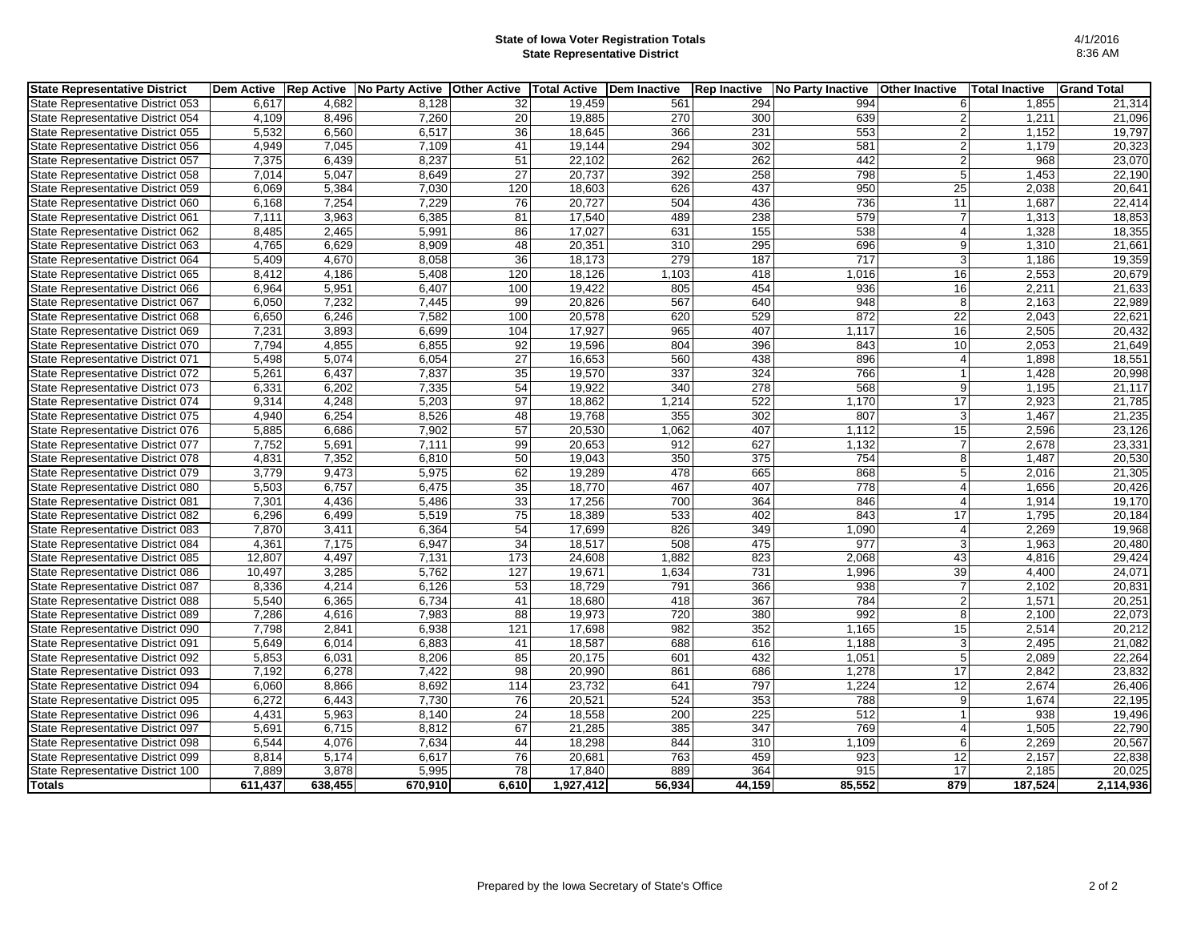# State of Iowa Voter Registration Totals
## State Representative District

4/1/2016
8:36 AM

| State Representative District | Dem Active | Rep Active | No Party Active | Other Active | Total Active | Dem Inactive | Rep Inactive | No Party Inactive | Other Inactive | Total Inactive | Grand Total |
|---|---|---|---|---|---|---|---|---|---|---|---|
| State Representative District 053 | 6,617 | 4,682 | 8,128 | 32 | 19,459 | 561 | 294 | 994 | 6 | 1,855 | 21,314 |
| State Representative District 054 | 4,109 | 8,496 | 7,260 | 20 | 19,885 | 270 | 300 | 639 | 2 | 1,211 | 21,096 |
| State Representative District 055 | 5,532 | 6,560 | 6,517 | 36 | 18,645 | 366 | 231 | 553 | 2 | 1,152 | 19,797 |
| State Representative District 056 | 4,949 | 7,045 | 7,109 | 41 | 19,144 | 294 | 302 | 581 | 2 | 1,179 | 20,323 |
| State Representative District 057 | 7,375 | 6,439 | 8,237 | 51 | 22,102 | 262 | 262 | 442 | 2 | 968 | 23,070 |
| State Representative District 058 | 7,014 | 5,047 | 8,649 | 27 | 20,737 | 392 | 258 | 798 | 5 | 1,453 | 22,190 |
| State Representative District 059 | 6,069 | 5,384 | 7,030 | 120 | 18,603 | 626 | 437 | 950 | 25 | 2,038 | 20,641 |
| State Representative District 060 | 6,168 | 7,254 | 7,229 | 76 | 20,727 | 504 | 436 | 736 | 11 | 1,687 | 22,414 |
| State Representative District 061 | 7,111 | 3,963 | 6,385 | 81 | 17,540 | 489 | 238 | 579 | 7 | 1,313 | 18,853 |
| State Representative District 062 | 8,485 | 2,465 | 5,991 | 86 | 17,027 | 631 | 155 | 538 | 4 | 1,328 | 18,355 |
| State Representative District 063 | 4,765 | 6,629 | 8,909 | 48 | 20,351 | 310 | 295 | 696 | 9 | 1,310 | 21,661 |
| State Representative District 064 | 5,409 | 4,670 | 8,058 | 36 | 18,173 | 279 | 187 | 717 | 3 | 1,186 | 19,359 |
| State Representative District 065 | 8,412 | 4,186 | 5,408 | 120 | 18,126 | 1,103 | 418 | 1,016 | 16 | 2,553 | 20,679 |
| State Representative District 066 | 6,964 | 5,951 | 6,407 | 100 | 19,422 | 805 | 454 | 936 | 16 | 2,211 | 21,633 |
| State Representative District 067 | 6,050 | 7,232 | 7,445 | 99 | 20,826 | 567 | 640 | 948 | 8 | 2,163 | 22,989 |
| State Representative District 068 | 6,650 | 6,246 | 7,582 | 100 | 20,578 | 620 | 529 | 872 | 22 | 2,043 | 22,621 |
| State Representative District 069 | 7,231 | 3,893 | 6,699 | 104 | 17,927 | 965 | 407 | 1,117 | 16 | 2,505 | 20,432 |
| State Representative District 070 | 7,794 | 4,855 | 6,855 | 92 | 19,596 | 804 | 396 | 843 | 10 | 2,053 | 21,649 |
| State Representative District 071 | 5,498 | 5,074 | 6,054 | 27 | 16,653 | 560 | 438 | 896 | 4 | 1,898 | 18,551 |
| State Representative District 072 | 5,261 | 6,437 | 7,837 | 35 | 19,570 | 337 | 324 | 766 | 1 | 1,428 | 20,998 |
| State Representative District 073 | 6,331 | 6,202 | 7,335 | 54 | 19,922 | 340 | 278 | 568 | 9 | 1,195 | 21,117 |
| State Representative District 074 | 9,314 | 4,248 | 5,203 | 97 | 18,862 | 1,214 | 522 | 1,170 | 17 | 2,923 | 21,785 |
| State Representative District 075 | 4,940 | 6,254 | 8,526 | 48 | 19,768 | 355 | 302 | 807 | 3 | 1,467 | 21,235 |
| State Representative District 076 | 5,885 | 6,686 | 7,902 | 57 | 20,530 | 1,062 | 407 | 1,112 | 15 | 2,596 | 23,126 |
| State Representative District 077 | 7,752 | 5,691 | 7,111 | 99 | 20,653 | 912 | 627 | 1,132 | 7 | 2,678 | 23,331 |
| State Representative District 078 | 4,831 | 7,352 | 6,810 | 50 | 19,043 | 350 | 375 | 754 | 8 | 1,487 | 20,530 |
| State Representative District 079 | 3,779 | 9,473 | 5,975 | 62 | 19,289 | 478 | 665 | 868 | 5 | 2,016 | 21,305 |
| State Representative District 080 | 5,503 | 6,757 | 6,475 | 35 | 18,770 | 467 | 407 | 778 | 4 | 1,656 | 20,426 |
| State Representative District 081 | 7,301 | 4,436 | 5,486 | 33 | 17,256 | 700 | 364 | 846 | 4 | 1,914 | 19,170 |
| State Representative District 082 | 6,296 | 6,499 | 5,519 | 75 | 18,389 | 533 | 402 | 843 | 17 | 1,795 | 20,184 |
| State Representative District 083 | 7,870 | 3,411 | 6,364 | 54 | 17,699 | 826 | 349 | 1,090 | 4 | 2,269 | 19,968 |
| State Representative District 084 | 4,361 | 7,175 | 6,947 | 34 | 18,517 | 508 | 475 | 977 | 3 | 1,963 | 20,480 |
| State Representative District 085 | 12,807 | 4,497 | 7,131 | 173 | 24,608 | 1,882 | 823 | 2,068 | 43 | 4,816 | 29,424 |
| State Representative District 086 | 10,497 | 3,285 | 5,762 | 127 | 19,671 | 1,634 | 731 | 1,996 | 39 | 4,400 | 24,071 |
| State Representative District 087 | 8,336 | 4,214 | 6,126 | 53 | 18,729 | 791 | 366 | 938 | 7 | 2,102 | 20,831 |
| State Representative District 088 | 5,540 | 6,365 | 6,734 | 41 | 18,680 | 418 | 367 | 784 | 2 | 1,571 | 20,251 |
| State Representative District 089 | 7,286 | 4,616 | 7,983 | 88 | 19,973 | 720 | 380 | 992 | 8 | 2,100 | 22,073 |
| State Representative District 090 | 7,798 | 2,841 | 6,938 | 121 | 17,698 | 982 | 352 | 1,165 | 15 | 2,514 | 20,212 |
| State Representative District 091 | 5,649 | 6,014 | 6,883 | 41 | 18,587 | 688 | 616 | 1,188 | 3 | 2,495 | 21,082 |
| State Representative District 092 | 5,853 | 6,031 | 8,206 | 85 | 20,175 | 601 | 432 | 1,051 | 5 | 2,089 | 22,264 |
| State Representative District 093 | 7,192 | 6,278 | 7,422 | 98 | 20,990 | 861 | 686 | 1,278 | 17 | 2,842 | 23,832 |
| State Representative District 094 | 6,060 | 8,866 | 8,692 | 114 | 23,732 | 641 | 797 | 1,224 | 12 | 2,674 | 26,406 |
| State Representative District 095 | 6,272 | 6,443 | 7,730 | 76 | 20,521 | 524 | 353 | 788 | 9 | 1,674 | 22,195 |
| State Representative District 096 | 4,431 | 5,963 | 8,140 | 24 | 18,558 | 200 | 225 | 512 | 1 | 938 | 19,496 |
| State Representative District 097 | 5,691 | 6,715 | 8,812 | 67 | 21,285 | 385 | 347 | 769 | 4 | 1,505 | 22,790 |
| State Representative District 098 | 6,544 | 4,076 | 7,634 | 44 | 18,298 | 844 | 310 | 1,109 | 6 | 2,269 | 20,567 |
| State Representative District 099 | 8,814 | 5,174 | 6,617 | 76 | 20,681 | 763 | 459 | 923 | 12 | 2,157 | 22,838 |
| State Representative District 100 | 7,889 | 3,878 | 5,995 | 78 | 17,840 | 889 | 364 | 915 | 17 | 2,185 | 20,025 |
| **Totals** | **611,437** | **638,455** | **670,910** | **6,610** | **1,927,412** | **56,934** | **44,159** | **85,552** | **879** | **187,524** | **2,114,936** |

Prepared by the Iowa Secretary of State's Office